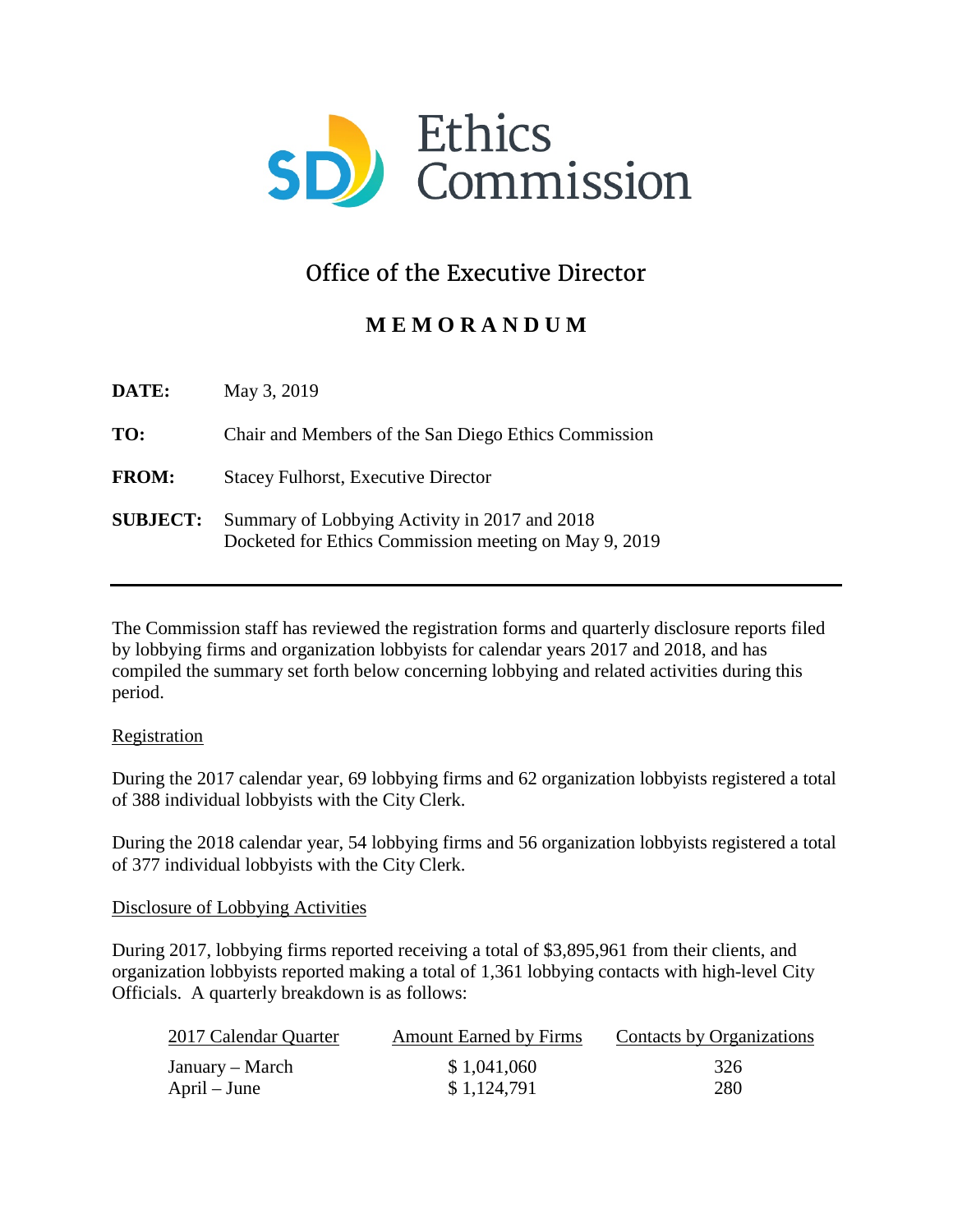# Ethics Commission

## Office of the Executive Director

### M E M O R A N D U M

**DATE:** May 3, 2019

**TO:** Chair and Members of the San Diego Ethics Commission

**FROM:** Stacey Fulhorst, Executive Director

**SUBJECT:** Summary of Lobbying Activity in 2017 and 2018
Docketed for Ethics Commission meeting on May 9, 2019

---

The Commission staff has reviewed the registration forms and quarterly disclosure reports filed by lobbying firms and organization lobbyists for calendar years 2017 and 2018, and has compiled the summary set forth below concerning lobbying and related activities during this period.

Registration

During the 2017 calendar year, 69 lobbying firms and 62 organization lobbyists registered a total of 388 individual lobbyists with the City Clerk.

During the 2018 calendar year, 54 lobbying firms and 56 organization lobbyists registered a total of 377 individual lobbyists with the City Clerk.

Disclosure of Lobbying Activities

During 2017, lobbying firms reported receiving a total of $3,895,961 from their clients, and organization lobbyists reported making a total of 1,361 lobbying contacts with high-level City Officials. A quarterly breakdown is as follows:

| 2017 Calendar Quarter | Amount Earned by Firms | Contacts by Organizations |
|---|---|---|
| January – March | $ 1,041,060 | 326 |
| April – June | $ 1,124,791 | 280 |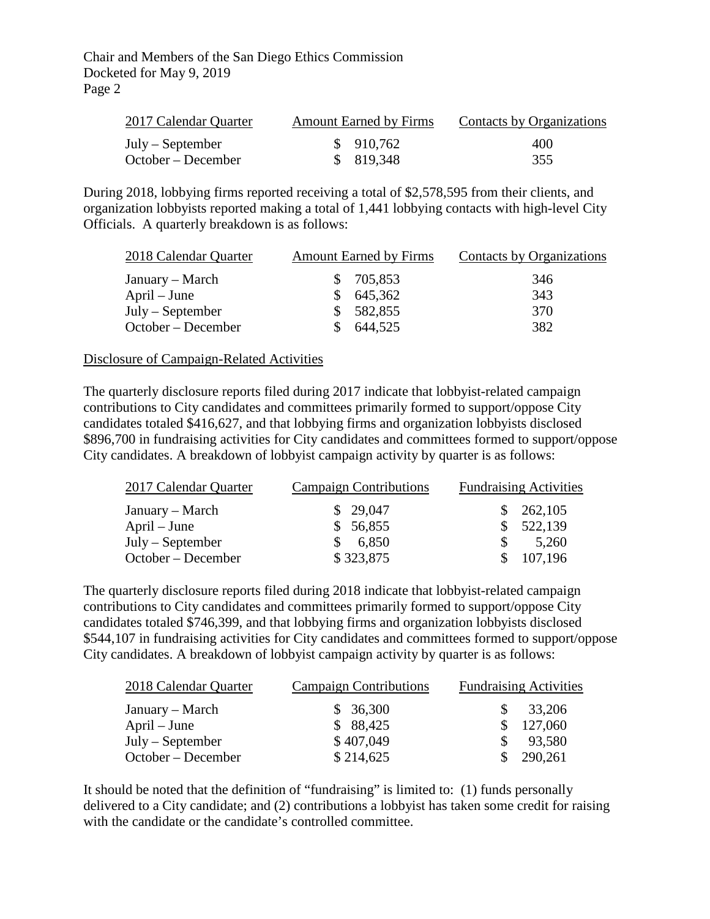| 2017 Calendar Quarter | Amount Earned by Firms | Contacts by Organizations |
|---|---|---|
| July – September | $ 910,762 | 400 |
| October – December | $ 819,348 | 355 |

During 2018, lobbying firms reported receiving a total of $2,578,595 from their clients, and organization lobbyists reported making a total of 1,441 lobbying contacts with high-level City Officials. A quarterly breakdown is as follows:

| 2018 Calendar Quarter | Amount Earned by Firms | Contacts by Organizations |
|---|---|---|
| January – March | $ 705,853 | 346 |
| April – June | $ 645,362 | 343 |
| July – September | $ 582,855 | 370 |
| October – December | $ 644,525 | 382 |

Disclosure of Campaign-Related Activities

The quarterly disclosure reports filed during 2017 indicate that lobbyist-related campaign contributions to City candidates and committees primarily formed to support/oppose City candidates totaled $416,627, and that lobbying firms and organization lobbyists disclosed $896,700 in fundraising activities for City candidates and committees formed to support/oppose City candidates. A breakdown of lobbyist campaign activity by quarter is as follows:

| 2017 Calendar Quarter | Campaign Contributions | Fundraising Activities |
|---|---|---|
| January – March | $ 29,047 | $ 262,105 |
| April – June | $ 56,855 | $ 522,139 |
| July – September | $ 6,850 | $ 5,260 |
| October – December | $ 323,875 | $ 107,196 |

The quarterly disclosure reports filed during 2018 indicate that lobbyist-related campaign contributions to City candidates and committees primarily formed to support/oppose City candidates totaled $746,399, and that lobbying firms and organization lobbyists disclosed $544,107 in fundraising activities for City candidates and committees formed to support/oppose City candidates. A breakdown of lobbyist campaign activity by quarter is as follows:

| 2018 Calendar Quarter | Campaign Contributions | Fundraising Activities |
|---|---|---|
| January – March | $ 36,300 | $ 33,206 |
| April – June | $ 88,425 | $ 127,060 |
| July – September | $ 407,049 | $ 93,580 |
| October – December | $ 214,625 | $ 290,261 |

It should be noted that the definition of "fundraising" is limited to: (1) funds personally delivered to a City candidate; and (2) contributions a lobbyist has taken some credit for raising with the candidate or the candidate's controlled committee.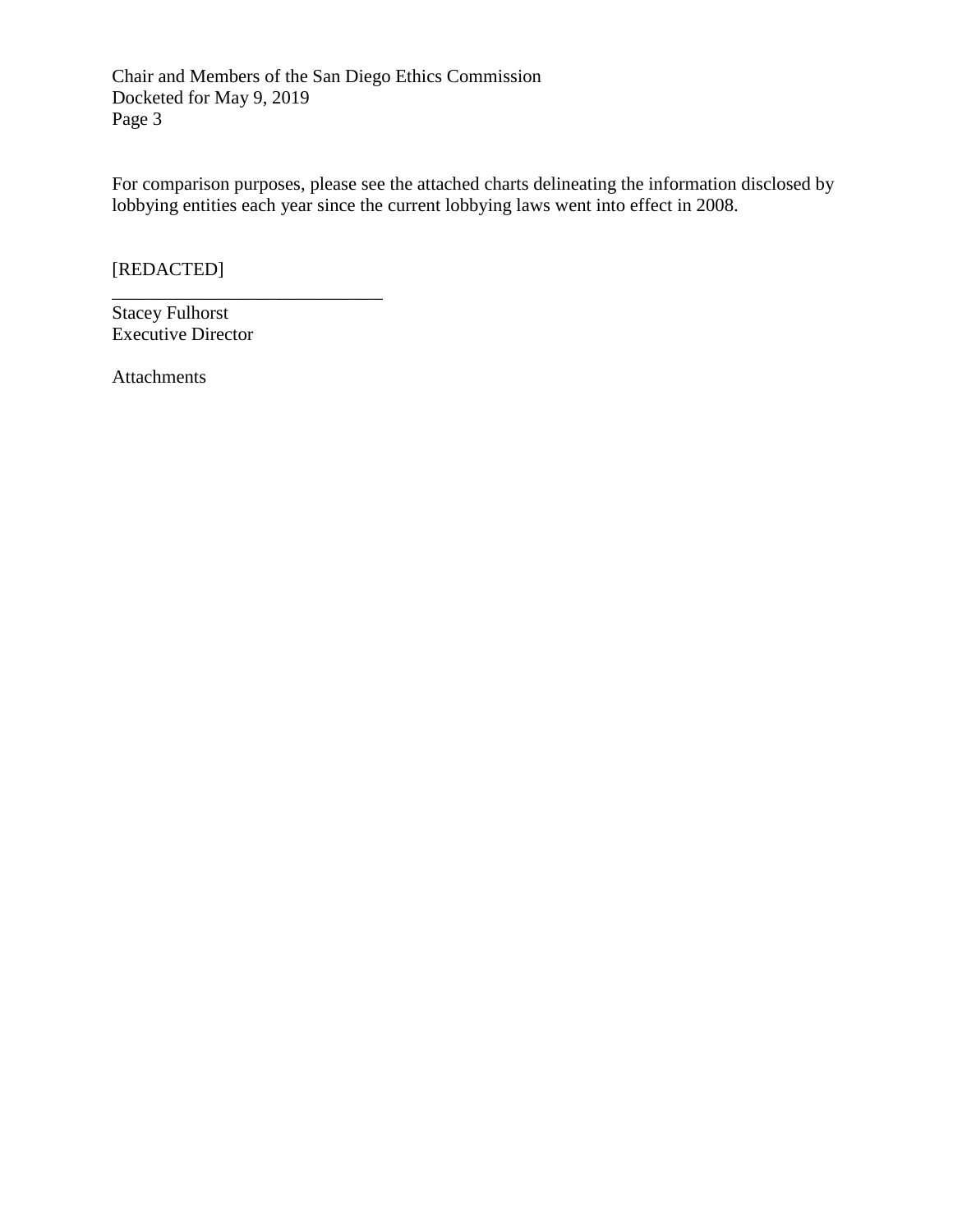For comparison purposes, please see the attached charts delineating the information disclosed by lobbying entities each year since the current lobbying laws went into effect in 2008.

[REDACTED]

\_\_\_\_\_\_\_\_\_\_\_\_\_\_\_\_\_\_\_\_\_\_\_\_\_\_\_\_\_\_

Stacey Fulhorst
Executive Director

Attachments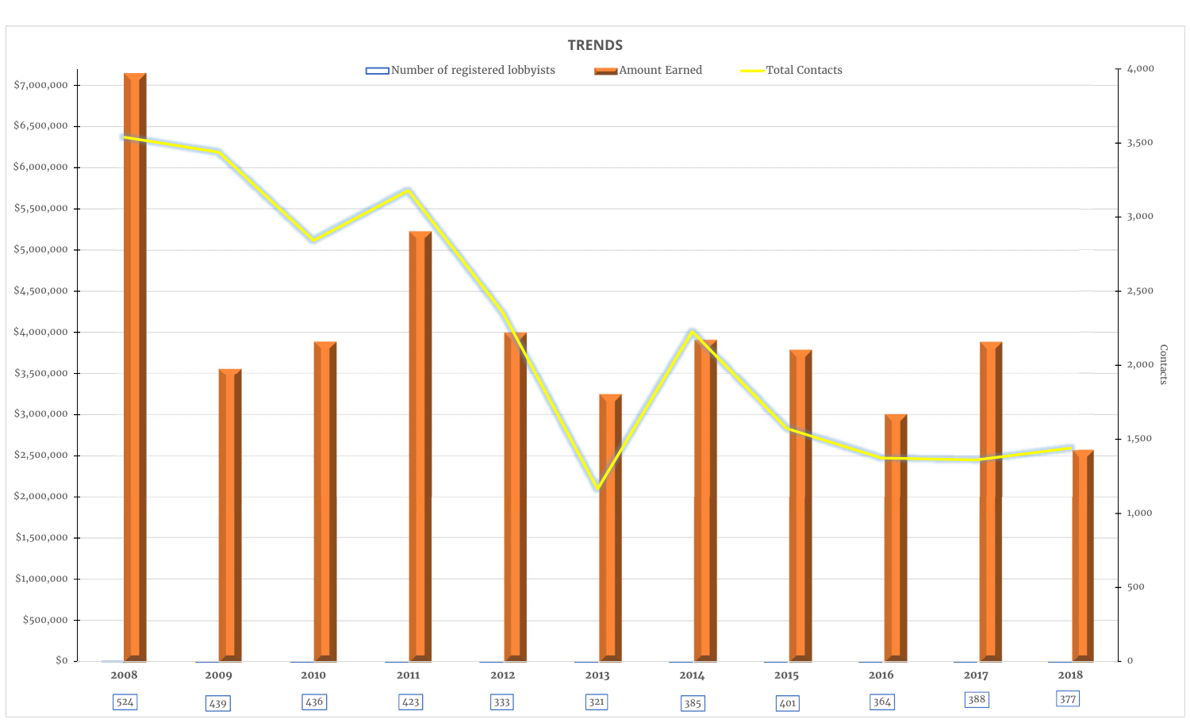## TRENDS

Number of registered lobbyists | Amount Earned | Total Contacts

| Year | 2008 | 2009 | 2010 | 2011 | 2012 | 2013 | 2014 | 2015 | 2016 | 2017 | 2018 |
|---|---|---|---|---|---|---|---|---|---|---|---|
| Number of registered lobbyists | 524 | 439 | 436 | 423 | 333 | 321 | 385 | 401 | 364 | 388 | 377 |

Left axis: $0, $500,000, $1,000,000, $1,500,000, $2,000,000, $2,500,000, $3,000,000, $3,500,000, $4,000,000, $4,500,000, $5,000,000, $5,500,000, $6,000,000, $6,500,000, $7,000,000

Right axis (Contacts): 0, 500, 1,000, 1,500, 2,000, 2,500, 3,000, 3,500, 4,000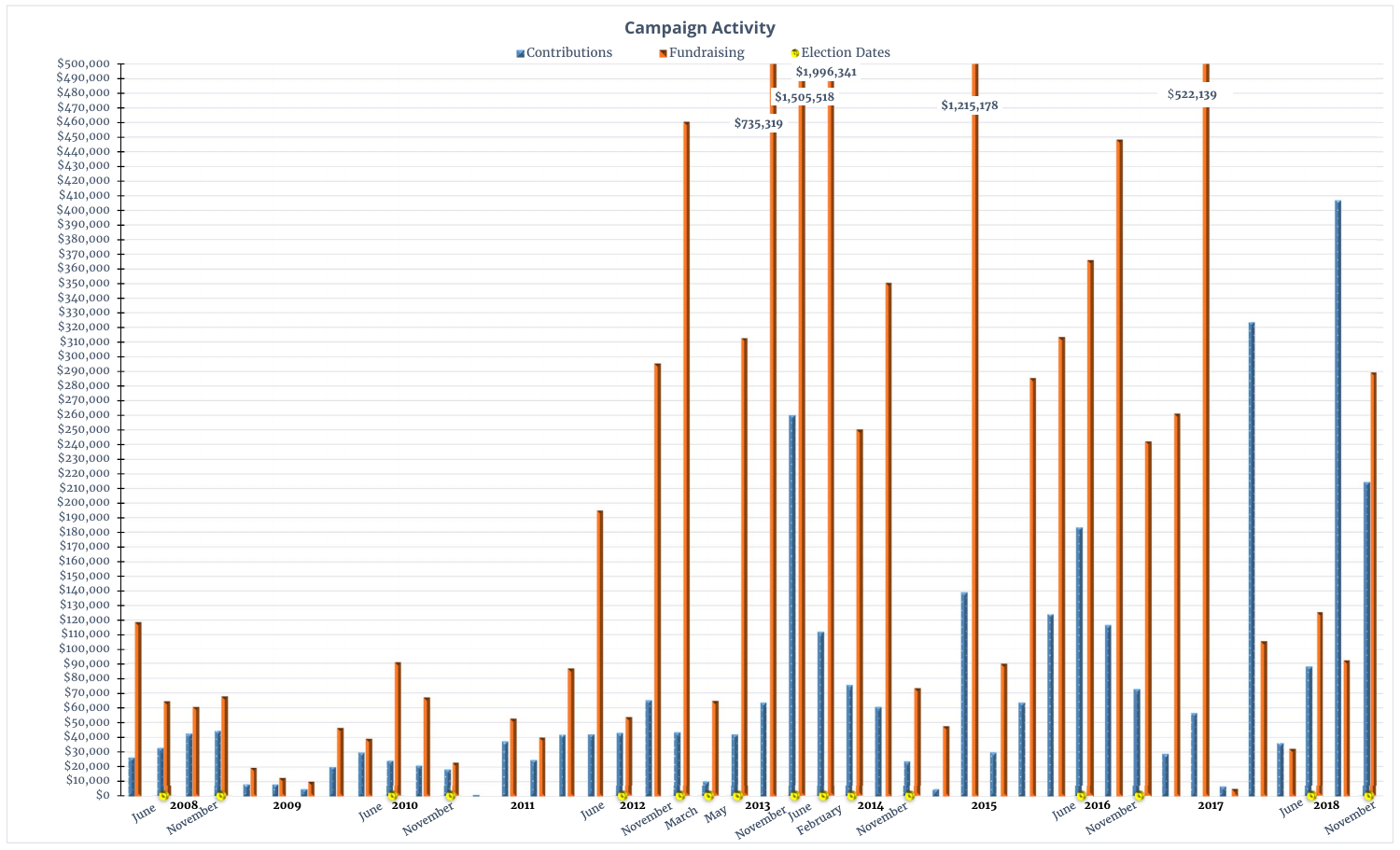# Campaign Activity

Contributions
Fundraising
Election Dates

$500,000
$490,000
$480,000
$470,000
$460,000
$450,000
$440,000
$430,000
$420,000
$410,000
$400,000
$390,000
$380,000
$370,000
$360,000
$350,000
$340,000
$330,000
$320,000
$310,000
$300,000
$290,000
$280,000
$270,000
$260,000
$250,000
$240,000
$230,000
$220,000
$210,000
$200,000
$190,000
$180,000
$170,000
$160,000
$150,000
$140,000
$130,000
$120,000
$110,000
$100,000
$90,000
$80,000
$70,000
$60,000
$50,000
$40,000
$30,000
$20,000
$10,000
$0

$735,319
$1,505,518
$1,996,341
$1,215,178
$522,139

June
2008
November
2009
June
2010
November
2011
June
2012
November
March
May
2013
November
June
February
2014
November
2015
June
2016
November
2017
June
2018
November